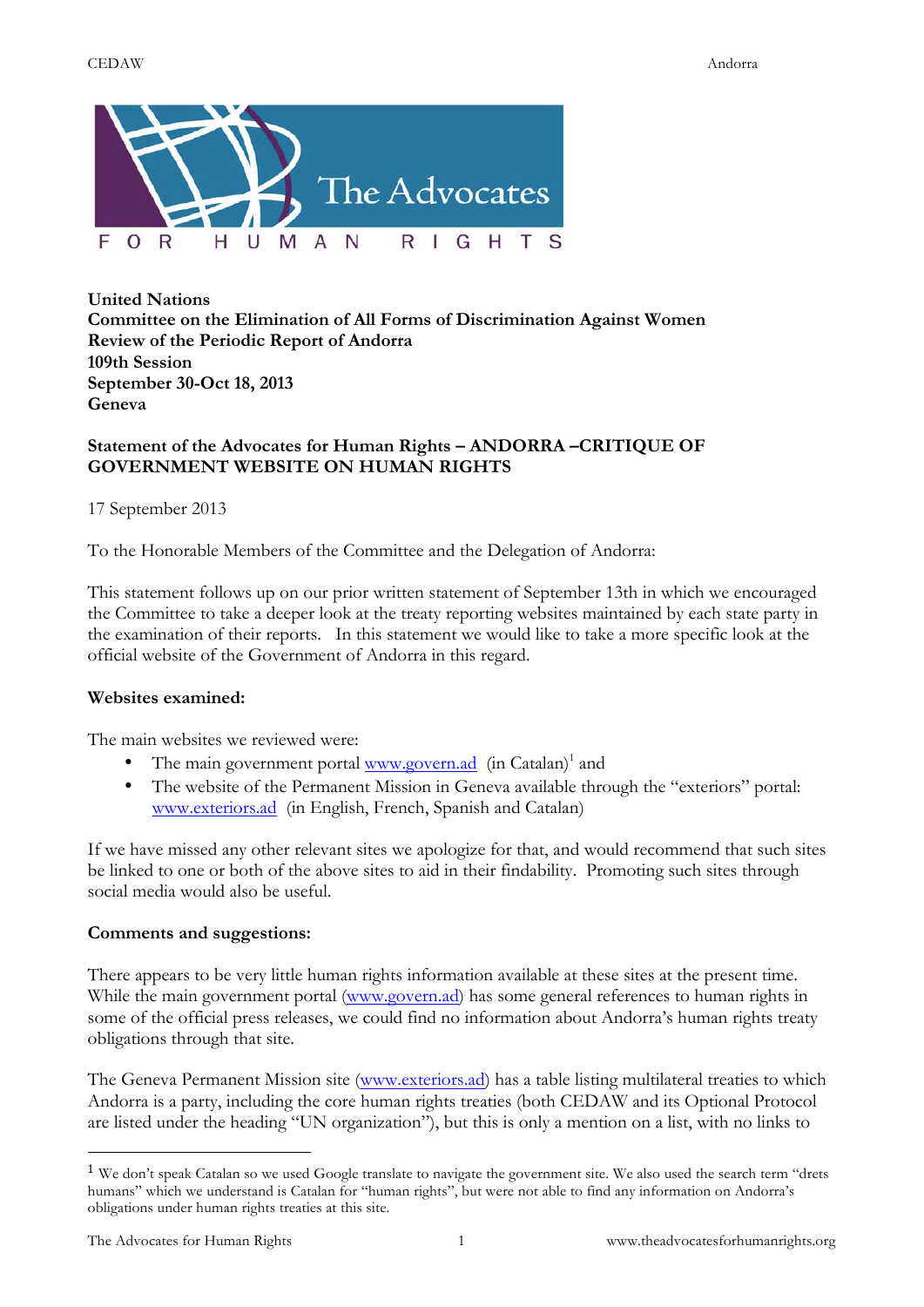**United Nations**
**Committee on the Elimination of All Forms of Discrimination Against Women**
**Review of the Periodic Report of Andorra**
**109th Session**
**September 30-Oct 18, 2013**
**Geneva**

**Statement of the Advocates for Human Rights – ANDORRA –CRITIQUE OF GOVERNMENT WEBSITE ON HUMAN RIGHTS**

17 September 2013

To the Honorable Members of the Committee and the Delegation of Andorra:

This statement follows up on our prior written statement of September 13th in which we encouraged the Committee to take a deeper look at the treaty reporting websites maintained by each state party in the examination of their reports. In this statement we would like to take a more specific look at the official website of the Government of Andorra in this regard.

**Websites examined:**

The main websites we reviewed were:

- The main government portal www.govern.ad (in Catalan)[1] and
- The website of the Permanent Mission in Geneva available through the "exteriors" portal: www.exteriors.ad (in English, French, Spanish and Catalan)

If we have missed any other relevant sites we apologize for that, and would recommend that such sites be linked to one or both of the above sites to aid in their findability. Promoting such sites through social media would also be useful.

**Comments and suggestions:**

There appears to be very little human rights information available at these sites at the present time. While the main government portal (www.govern.ad) has some general references to human rights in some of the official press releases, we could find no information about Andorra's human rights treaty obligations through that site.

The Geneva Permanent Mission site (www.exteriors.ad) has a table listing multilateral treaties to which Andorra is a party, including the core human rights treaties (both CEDAW and its Optional Protocol are listed under the heading "UN organization"), but this is only a mention on a list, with no links to

[1] We don't speak Catalan so we used Google translate to navigate the government site. We also used the search term "drets humans" which we understand is Catalan for "human rights", but were not able to find any information on Andorra's obligations under human rights treaties at this site.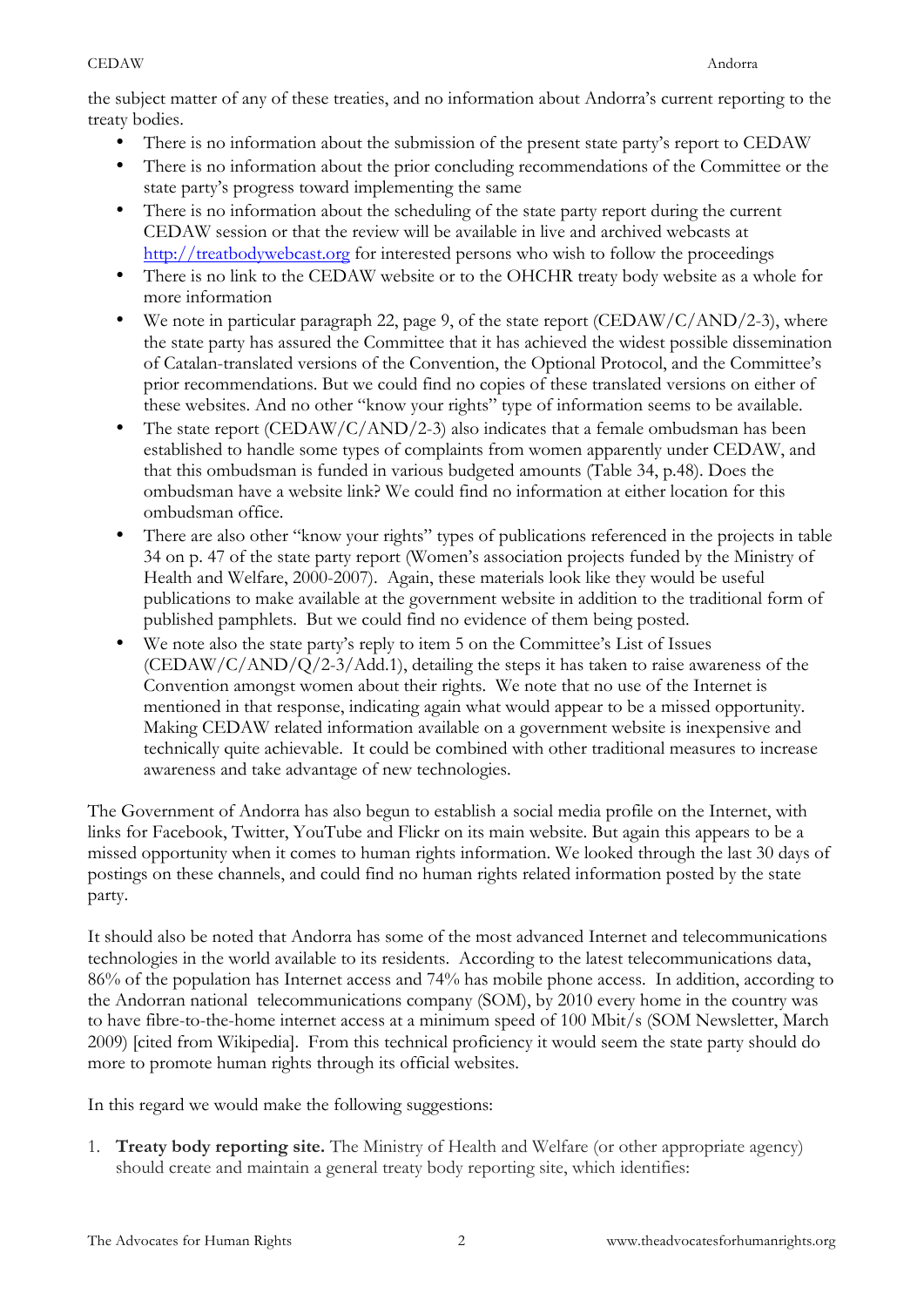the subject matter of any of these treaties, and no information about Andorra's current reporting to the treaty bodies.

- There is no information about the submission of the present state party's report to CEDAW
- There is no information about the prior concluding recommendations of the Committee or the state party's progress toward implementing the same
- There is no information about the scheduling of the state party report during the current CEDAW session or that the review will be available in live and archived webcasts at http://treatbodywebcast.org for interested persons who wish to follow the proceedings
- There is no link to the CEDAW website or to the OHCHR treaty body website as a whole for more information
- We note in particular paragraph 22, page 9, of the state report (CEDAW/C/AND/2-3), where the state party has assured the Committee that it has achieved the widest possible dissemination of Catalan-translated versions of the Convention, the Optional Protocol, and the Committee's prior recommendations. But we could find no copies of these translated versions on either of these websites. And no other "know your rights" type of information seems to be available.
- The state report (CEDAW/C/AND/2-3) also indicates that a female ombudsman has been established to handle some types of complaints from women apparently under CEDAW, and that this ombudsman is funded in various budgeted amounts (Table 34, p.48). Does the ombudsman have a website link? We could find no information at either location for this ombudsman office.
- There are also other "know your rights" types of publications referenced in the projects in table 34 on p. 47 of the state party report (Women's association projects funded by the Ministry of Health and Welfare, 2000-2007). Again, these materials look like they would be useful publications to make available at the government website in addition to the traditional form of published pamphlets. But we could find no evidence of them being posted.
- We note also the state party's reply to item 5 on the Committee's List of Issues (CEDAW/C/AND/Q/2-3/Add.1), detailing the steps it has taken to raise awareness of the Convention amongst women about their rights. We note that no use of the Internet is mentioned in that response, indicating again what would appear to be a missed opportunity. Making CEDAW related information available on a government website is inexpensive and technically quite achievable. It could be combined with other traditional measures to increase awareness and take advantage of new technologies.

The Government of Andorra has also begun to establish a social media profile on the Internet, with links for Facebook, Twitter, YouTube and Flickr on its main website. But again this appears to be a missed opportunity when it comes to human rights information. We looked through the last 30 days of postings on these channels, and could find no human rights related information posted by the state party.

It should also be noted that Andorra has some of the most advanced Internet and telecommunications technologies in the world available to its residents. According to the latest telecommunications data, 86% of the population has Internet access and 74% has mobile phone access. In addition, according to the Andorran national telecommunications company (SOM), by 2010 every home in the country was to have fibre-to-the-home internet access at a minimum speed of 100 Mbit/s (SOM Newsletter, March 2009) [cited from Wikipedia]. From this technical proficiency it would seem the state party should do more to promote human rights through its official websites.

In this regard we would make the following suggestions:

1. **Treaty body reporting site.** The Ministry of Health and Welfare (or other appropriate agency) should create and maintain a general treaty body reporting site, which identifies: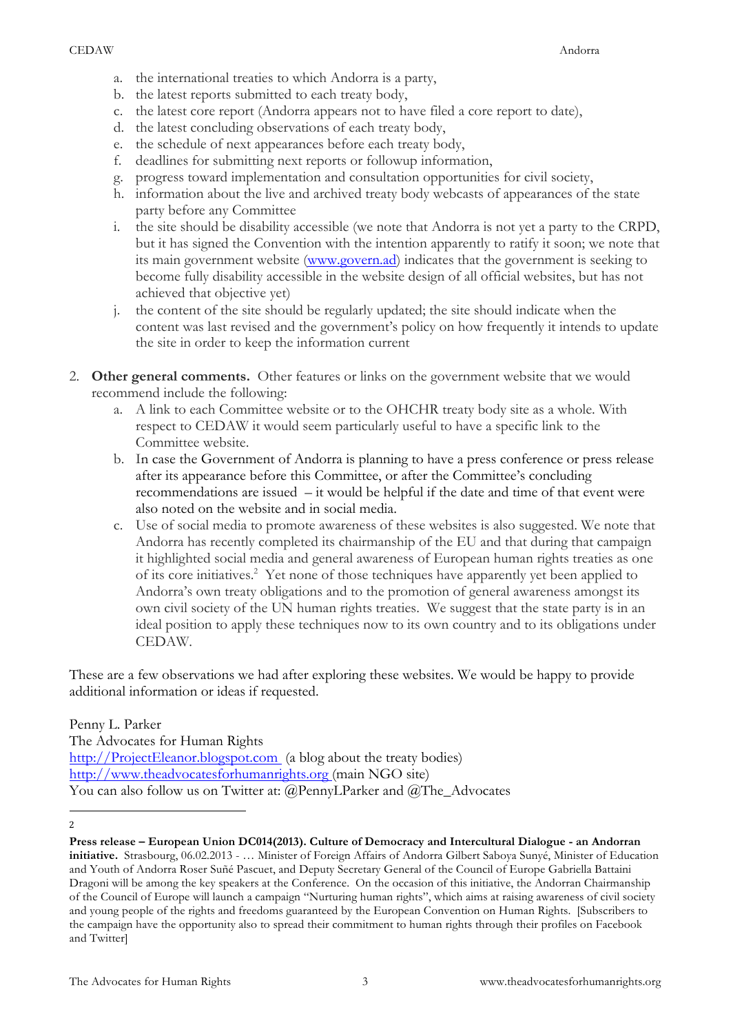a. the international treaties to which Andorra is a party,
b. the latest reports submitted to each treaty body,
c. the latest core report (Andorra appears not to have filed a core report to date),
d. the latest concluding observations of each treaty body,
e. the schedule of next appearances before each treaty body,
f. deadlines for submitting next reports or followup information,
g. progress toward implementation and consultation opportunities for civil society,
h. information about the live and archived treaty body webcasts of appearances of the state party before any Committee
i. the site should be disability accessible (we note that Andorra is not yet a party to the CRPD, but it has signed the Convention with the intention apparently to ratify it soon; we note that its main government website ([www.govern.ad](www.govern.ad)) indicates that the government is seeking to become fully disability accessible in the website design of all official websites, but has not achieved that objective yet)
j. the content of the site should be regularly updated; the site should indicate when the content was last revised and the government's policy on how frequently it intends to update the site in order to keep the information current

2. **Other general comments.** Other features or links on the government website that we would recommend include the following:
   a. A link to each Committee website or to the OHCHR treaty body site as a whole. With respect to CEDAW it would seem particularly useful to have a specific link to the Committee website.
   b. In case the Government of Andorra is planning to have a press conference or press release after its appearance before this Committee, or after the Committee's concluding recommendations are issued – it would be helpful if the date and time of that event were also noted on the website and in social media.
   c. Use of social media to promote awareness of these websites is also suggested. We note that Andorra has recently completed its chairmanship of the EU and that during that campaign it highlighted social media and general awareness of European human rights treaties as one of its core initiatives.[2] Yet none of those techniques have apparently yet been applied to Andorra's own treaty obligations and to the promotion of general awareness amongst its own civil society of the UN human rights treaties. We suggest that the state party is in an ideal position to apply these techniques now to its own country and to its obligations under CEDAW.

These are a few observations we had after exploring these websites. We would be happy to provide additional information or ideas if requested.

Penny L. Parker
The Advocates for Human Rights
[http://ProjectEleanor.blogspot.com](http://ProjectEleanor.blogspot.com) (a blog about the treaty bodies)
[http://www.theadvocatesforhumanrights.org](http://www.theadvocatesforhumanrights.org) (main NGO site)
You can also follow us on Twitter at: @PennyLParker and @The_Advocates

---

[2] **Press release – European Union DC014(2013). Culture of Democracy and Intercultural Dialogue - an Andorran initiative.** Strasbourg, 06.02.2013 - … Minister of Foreign Affairs of Andorra Gilbert Saboya Sunyé, Minister of Education and Youth of Andorra Roser Suñé Pascuet, and Deputy Secretary General of the Council of Europe Gabriella Battaini Dragoni will be among the key speakers at the Conference. On the occasion of this initiative, the Andorran Chairmanship of the Council of Europe will launch a campaign "Nurturing human rights", which aims at raising awareness of civil society and young people of the rights and freedoms guaranteed by the European Convention on Human Rights. [Subscribers to the campaign have the opportunity also to spread their commitment to human rights through their profiles on Facebook and Twitter]